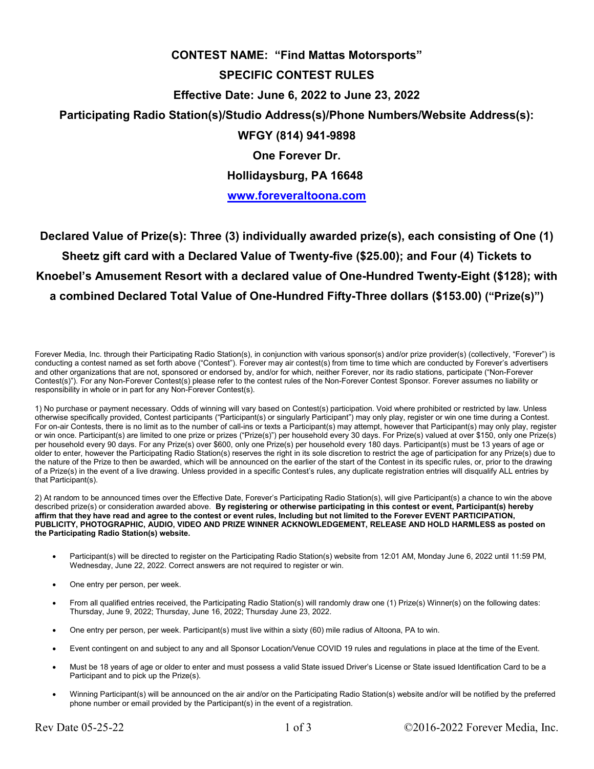# CONTEST NAME: "Find Mattas Motorsports"

## SPECIFIC CONTEST RULES

## Effective Date: June 6, 2022 to June 23, 2022

## Participating Radio Station(s)/Studio Address(s)/Phone Numbers/Website Address(s):

**WFGY (814) 941-9898**

**One Forever Dr.**

**Hollidaysburg, PA 16648**

**[www.foreveraltoona.com](http://www.foreveraltoona.com)**

**Declared Value of Prize(s): Three (3) individually awarded prize(s), each consisting of One (1) Sheetz gift card with a Declared Value of Twenty-five ($25.00); and Four (4) Tickets to Knoebel's Amusement Resort with a declared value of One-Hundred Twenty-Eight ($128); with a combined Declared Total Value of One-Hundred Fifty-Three dollars ($153.00) ("Prize(s)")**

Forever Media, Inc. through their Participating Radio Station(s), in conjunction with various sponsor(s) and/or prize provider(s) (collectively, "Forever") is conducting a contest named as set forth above ("Contest"). Forever may air contest(s) from time to time which are conducted by Forever's advertisers and other organizations that are not, sponsored or endorsed by, and/or for which, neither Forever, nor its radio stations, participate ("Non-Forever Contest(s)"). For any Non-Forever Contest(s) please refer to the contest rules of the Non-Forever Contest Sponsor. Forever assumes no liability or responsibility in whole or in part for any Non-Forever Contest(s).

1) No purchase or payment necessary. Odds of winning will vary based on Contest(s) participation. Void where prohibited or restricted by law. Unless otherwise specifically provided, Contest participants ("Participant(s) or singularly Participant") may only play, register or win one time during a Contest. For on-air Contests, there is no limit as to the number of call-ins or texts a Participant(s) may attempt, however that Participant(s) may only play, register or win once. Participant(s) are limited to one prize or prizes ("Prize(s)") per household every 30 days. For Prize(s) valued at over $150, only one Prize(s) per household every 90 days. For any Prize(s) over $600, only one Prize(s) per household every 180 days. Participant(s) must be 13 years of age or older to enter, however the Participating Radio Station(s) reserves the right in its sole discretion to restrict the age of participation for any Prize(s) due to the nature of the Prize to then be awarded, which will be announced on the earlier of the start of the Contest in its specific rules, or, prior to the drawing of a Prize(s) in the event of a live drawing. Unless provided in a specific Contest's rules, any duplicate registration entries will disqualify ALL entries by that Participant(s).

2) At random to be announced times over the Effective Date, Forever's Participating Radio Station(s), will give Participant(s) a chance to win the above described prize(s) or consideration awarded above. **By registering or otherwise participating in this contest or event, Participant(s) hereby affirm that they have read and agree to the contest or event rules, Including but not limited to the Forever EVENT PARTICIPATION, PUBLICITY, PHOTOGRAPHIC, AUDIO, VIDEO AND PRIZE WINNER ACKNOWLEDGEMENT, RELEASE AND HOLD HARMLESS as posted on the Participating Radio Station(s) website.**

- Participant(s) will be directed to register on the Participating Radio Station(s) website from 12:01 AM, Monday June 6, 2022 until 11:59 PM, Wednesday, June 22, 2022. Correct answers are not required to register or win.
- One entry per person, per week.
- From all qualified entries received, the Participating Radio Station(s) will randomly draw one (1) Prize(s) Winner(s) on the following dates: Thursday, June 9, 2022; Thursday, June 16, 2022; Thursday June 23, 2022.
- One entry per person, per week. Participant(s) must live within a sixty (60) mile radius of Altoona, PA to win.
- Event contingent on and subject to any and all Sponsor Location/Venue COVID 19 rules and regulations in place at the time of the Event.
- Must be 18 years of age or older to enter and must possess a valid State issued Driver's License or State issued Identification Card to be a Participant and to pick up the Prize(s).
- Winning Participant(s) will be announced on the air and/or on the Participating Radio Station(s) website and/or will be notified by the preferred phone number or email provided by the Participant(s) in the event of a registration.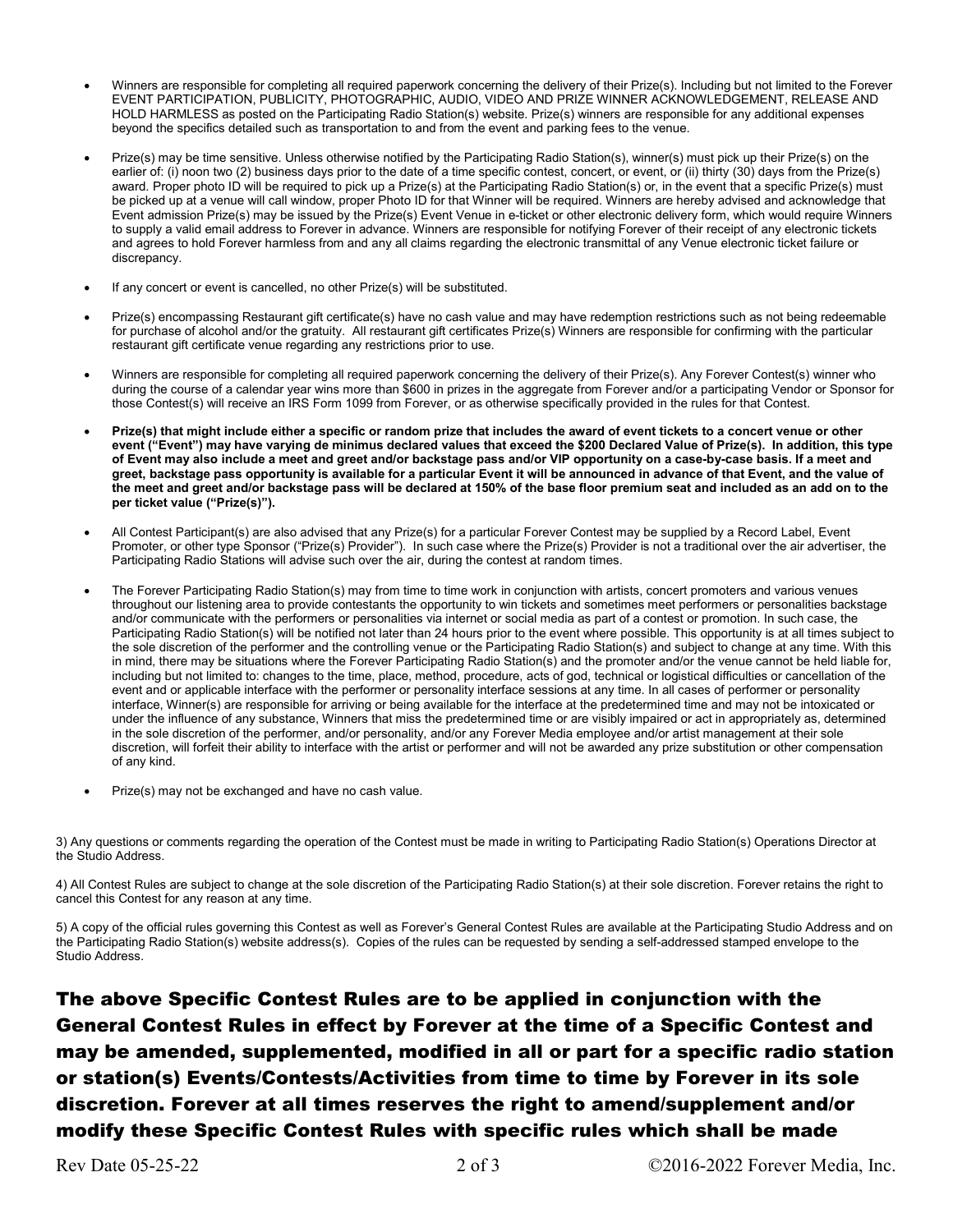- Winners are responsible for completing all required paperwork concerning the delivery of their Prize(s). Including but not limited to the Forever EVENT PARTICIPATION, PUBLICITY, PHOTOGRAPHIC, AUDIO, VIDEO AND PRIZE WINNER ACKNOWLEDGEMENT, RELEASE AND HOLD HARMLESS as posted on the Participating Radio Station(s) website. Prize(s) winners are responsible for any additional expenses beyond the specifics detailed such as transportation to and from the event and parking fees to the venue.

- Prize(s) may be time sensitive. Unless otherwise notified by the Participating Radio Station(s), winner(s) must pick up their Prize(s) on the earlier of: (i) noon two (2) business days prior to the date of a time specific contest, concert, or event, or (ii) thirty (30) days from the Prize(s) award. Proper photo ID will be required to pick up a Prize(s) at the Participating Radio Station(s) or, in the event that a specific Prize(s) must be picked up at a venue will call window, proper Photo ID for that Winner will be required. Winners are hereby advised and acknowledge that Event admission Prize(s) may be issued by the Prize(s) Event Venue in e-ticket or other electronic delivery form, which would require Winners to supply a valid email address to Forever in advance. Winners are responsible for notifying Forever of their receipt of any electronic tickets and agrees to hold Forever harmless from and any all claims regarding the electronic transmittal of any Venue electronic ticket failure or discrepancy.

- If any concert or event is cancelled, no other Prize(s) will be substituted.

- Prize(s) encompassing Restaurant gift certificate(s) have no cash value and may have redemption restrictions such as not being redeemable for purchase of alcohol and/or the gratuity. All restaurant gift certificates Prize(s) Winners are responsible for confirming with the particular restaurant gift certificate venue regarding any restrictions prior to use.

- Winners are responsible for completing all required paperwork concerning the delivery of their Prize(s). Any Forever Contest(s) winner who during the course of a calendar year wins more than $600 in prizes in the aggregate from Forever and/or a participating Vendor or Sponsor for those Contest(s) will receive an IRS Form 1099 from Forever, or as otherwise specifically provided in the rules for that Contest.

- **Prize(s) that might include either a specific or random prize that includes the award of event tickets to a concert venue or other event ("Event") may have varying de minimus declared values that exceed the $200 Declared Value of Prize(s). In addition, this type of Event may also include a meet and greet and/or backstage pass and/or VIP opportunity on a case-by-case basis. If a meet and greet, backstage pass opportunity is available for a particular Event it will be announced in advance of that Event, and the value of the meet and greet and/or backstage pass will be declared at 150% of the base floor premium seat and included as an add on to the per ticket value ("Prize(s)").**

- All Contest Participant(s) are also advised that any Prize(s) for a particular Forever Contest may be supplied by a Record Label, Event Promoter, or other type Sponsor ("Prize(s) Provider"). In such case where the Prize(s) Provider is not a traditional over the air advertiser, the Participating Radio Stations will advise such over the air, during the contest at random times.

- The Forever Participating Radio Station(s) may from time to time work in conjunction with artists, concert promoters and various venues throughout our listening area to provide contestants the opportunity to win tickets and sometimes meet performers or personalities backstage and/or communicate with the performers or personalities via internet or social media as part of a contest or promotion. In such case, the Participating Radio Station(s) will be notified not later than 24 hours prior to the event where possible. This opportunity is at all times subject to the sole discretion of the performer and the controlling venue or the Participating Radio Station(s) and subject to change at any time. With this in mind, there may be situations where the Forever Participating Radio Station(s) and the promoter and/or the venue cannot be held liable for, including but not limited to: changes to the time, place, method, procedure, acts of god, technical or logistical difficulties or cancellation of the event and or applicable interface with the performer or personality interface sessions at any time. In all cases of performer or personality interface, Winner(s) are responsible for arriving or being available for the interface at the predetermined time and may not be intoxicated or under the influence of any substance, Winners that miss the predetermined time or are visibly impaired or act in appropriately as, determined in the sole discretion of the performer, and/or personality, and/or any Forever Media employee and/or artist management at their sole discretion, will forfeit their ability to interface with the artist or performer and will not be awarded any prize substitution or other compensation of any kind.

- Prize(s) may not be exchanged and have no cash value.

3) Any questions or comments regarding the operation of the Contest must be made in writing to Participating Radio Station(s) Operations Director at the Studio Address.

4) All Contest Rules are subject to change at the sole discretion of the Participating Radio Station(s) at their sole discretion. Forever retains the right to cancel this Contest for any reason at any time.

5) A copy of the official rules governing this Contest as well as Forever's General Contest Rules are available at the Participating Studio Address and on the Participating Radio Station(s) website address(s). Copies of the rules can be requested by sending a self-addressed stamped envelope to the Studio Address.

**The above Specific Contest Rules are to be applied in conjunction with the General Contest Rules in effect by Forever at the time of a Specific Contest and may be amended, supplemented, modified in all or part for a specific radio station or station(s) Events/Contests/Activities from time to time by Forever in its sole discretion. Forever at all times reserves the right to amend/supplement and/or modify these Specific Contest Rules with specific rules which shall be made**

Rev Date 05-25-22 ©2016-2022 Forever Media, Inc.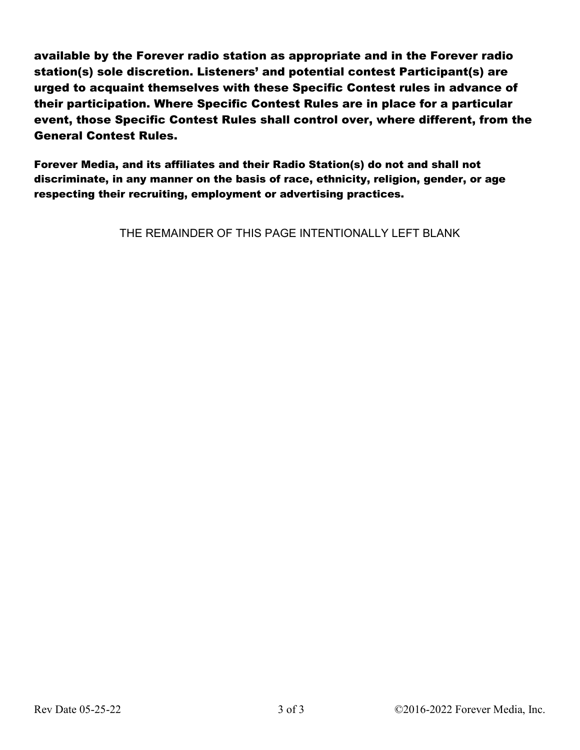**available by the Forever radio station as appropriate and in the Forever radio station(s) sole discretion. Listeners' and potential contest Participant(s) are urged to acquaint themselves with these Specific Contest rules in advance of their participation. Where Specific Contest Rules are in place for a particular event, those Specific Contest Rules shall control over, where different, from the General Contest Rules.**

**Forever Media, and its affiliates and their Radio Station(s) do not and shall not discriminate, in any manner on the basis of race, ethnicity, religion, gender, or age respecting their recruiting, employment or advertising practices.**

THE REMAINDER OF THIS PAGE INTENTIONALLY LEFT BLANK